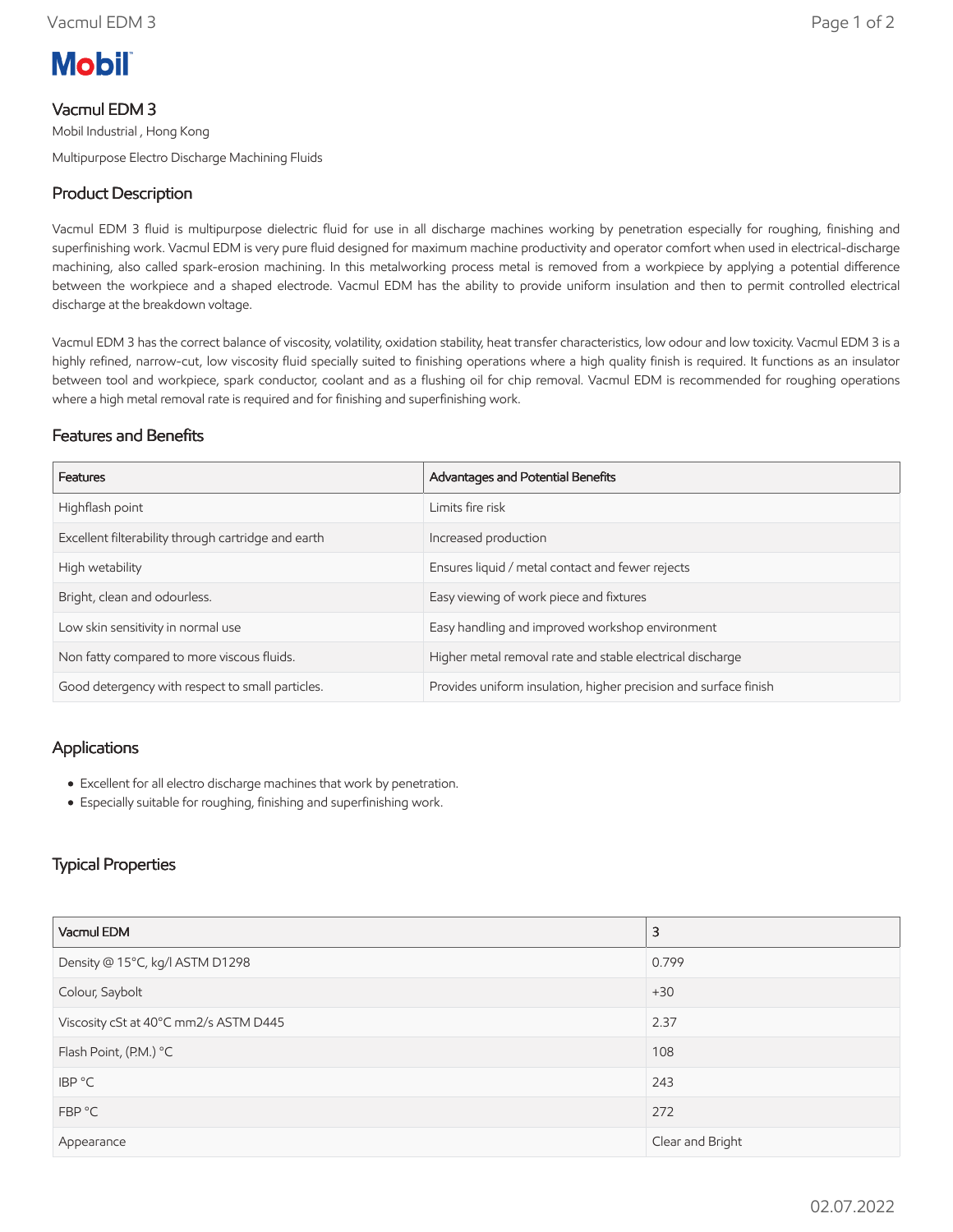# Mobil

## Vacmul EDM 3

Mobil Industrial , Hong Kong

Multipurpose Electro Discharge Machining Fluids

## Product Description

Vacmul EDM 3 fluid is multipurpose dielectric fluid for use in all discharge machines working by penetration especially for roughing, finishing and superfinishing work. Vacmul EDM is very pure fluid designed for maximum machine productivity and operator comfort when used in electrical-discharge machining, also called spark-erosion machining. In this metalworking process metal is removed from a workpiece by applying a potential difference between the workpiece and a shaped electrode. Vacmul EDM has the ability to provide uniform insulation and then to permit controlled electrical discharge at the breakdown voltage.

Vacmul EDM 3 has the correct balance of viscosity, volatility, oxidation stability, heat transfer characteristics, low odour and low toxicity. Vacmul EDM 3 is a highly refined, narrow-cut, low viscosity fluid specially suited to finishing operations where a high quality finish is required. It functions as an insulator between tool and workpiece, spark conductor, coolant and as a flushing oil for chip removal. Vacmul EDM is recommended for roughing operations where a high metal removal rate is required and for finishing and superfinishing work.

## Features and Benefits

| Features | Advantages and Potential Benefits |
|---|---|
| Highflash point | Limits fire risk |
| Excellent filterability through cartridge and earth | Increased production |
| High wetability | Ensures liquid / metal contact and fewer rejects |
| Bright, clean and odourless. | Easy viewing of work piece and fixtures |
| Low skin sensitivity in normal use | Easy handling and improved workshop environment |
| Non fatty compared to more viscous fluids. | Higher metal removal rate and stable electrical discharge |
| Good detergency with respect to small particles. | Provides uniform insulation, higher precision and surface finish |

## Applications

- Excellent for all electro discharge machines that work by penetration.
- Especially suitable for roughing, finishing and superfinishing work.

## Typical Properties

| Vacmul EDM | 3 |
|---|---|
| Density @ 15°C, kg/l ASTM D1298 | 0.799 |
| Colour, Saybolt | +30 |
| Viscosity cSt at 40°C mm2/s ASTM D445 | 2.37 |
| Flash Point, (P.M.) °C | 108 |
| IBP °C | 243 |
| FBP °C | 272 |
| Appearance | Clear and Bright |

02.07.2022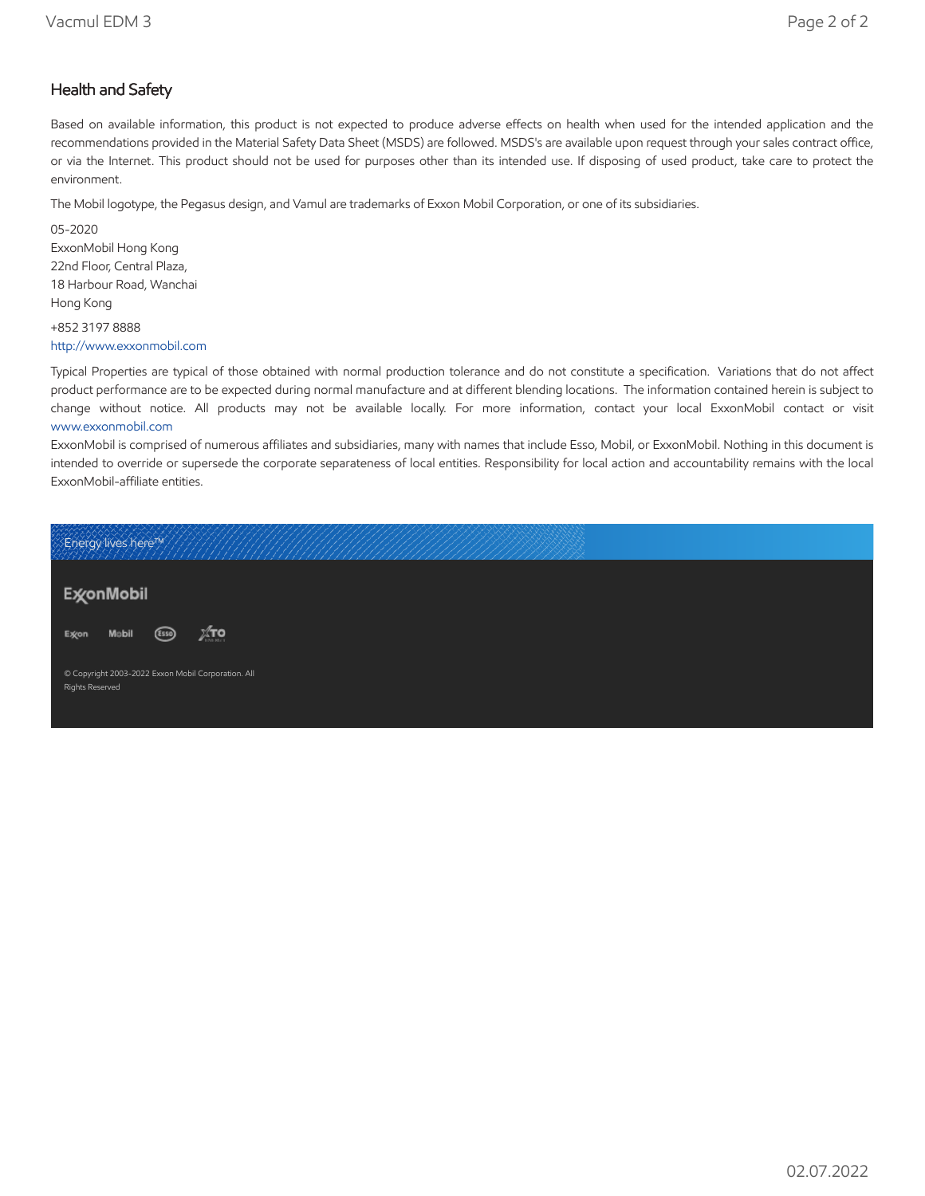## Health and Safety

Based on available information, this product is not expected to produce adverse effects on health when used for the intended application and the recommendations provided in the Material Safety Data Sheet (MSDS) are followed. MSDS's are available upon request through your sales contract office, or via the Internet. This product should not be used for purposes other than its intended use. If disposing of used product, take care to protect the environment.

The Mobil logotype, the Pegasus design, and Vamul are trademarks of Exxon Mobil Corporation, or one of its subsidiaries.

05-2020
ExxonMobil Hong Kong
22nd Floor, Central Plaza,
18 Harbour Road, Wanchai
Hong Kong

+852 3197 8888
http://www.exxonmobil.com

Typical Properties are typical of those obtained with normal production tolerance and do not constitute a specification. Variations that do not affect product performance are to be expected during normal manufacture and at different blending locations. The information contained herein is subject to change without notice. All products may not be available locally. For more information, contact your local ExxonMobil contact or visit www.exxonmobil.com

ExxonMobil is comprised of numerous affiliates and subsidiaries, many with names that include Esso, Mobil, or ExxonMobil. Nothing in this document is intended to override or supersede the corporate separateness of local entities. Responsibility for local action and accountability remains with the local ExxonMobil-affiliate entities.

Energy lives here™

ExxonMobil

Exxon Mobil Esso XTO

© Copyright 2003-2022 Exxon Mobil Corporation. All Rights Reserved